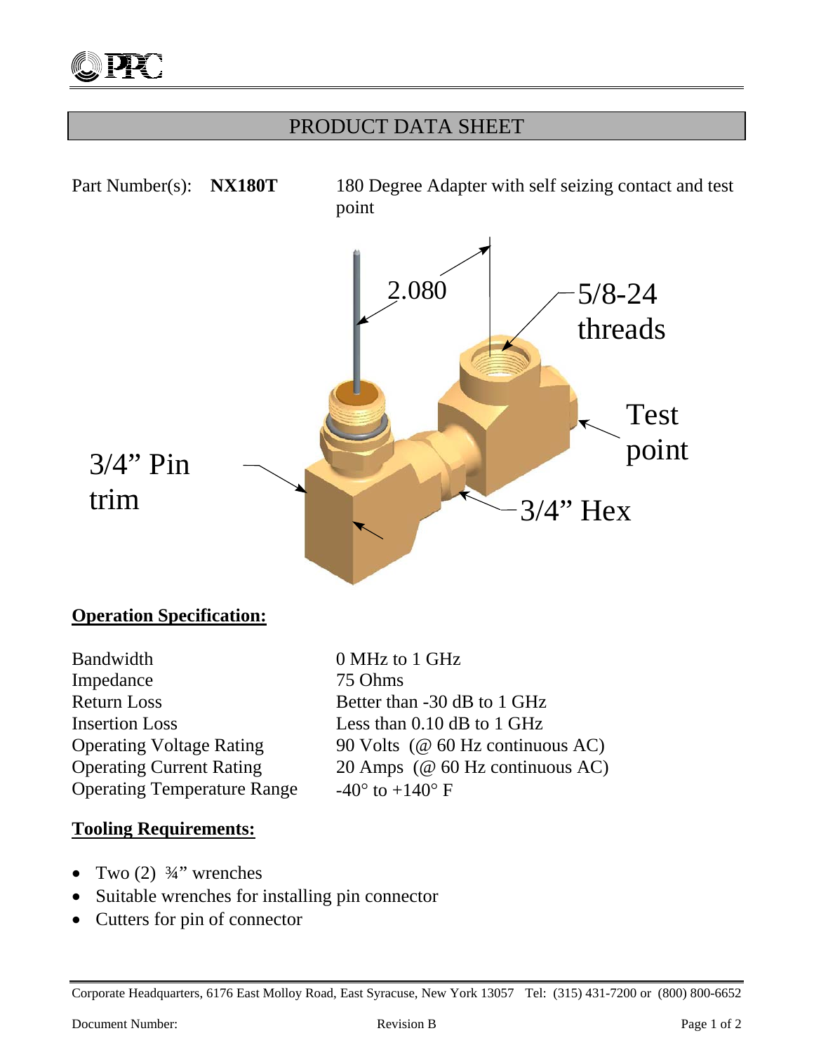# PRODUCT DATA SHEET

Part Number(s): **NX180T** 180 Degree Adapter with self seizing contact and test point

2.080

5/8-24 threads

Test point

3/4" Pin trim

3/4" Hex

## Operation Specification:

| | |
|---|---|
| Bandwidth | 0 MHz to 1 GHz |
| Impedance | 75 Ohms |
| Return Loss | Better than -30 dB to 1 GHz |
| Insertion Loss | Less than 0.10 dB to 1 GHz |
| Operating Voltage Rating | 90 Volts (@ 60 Hz continuous AC) |
| Operating Current Rating | 20 Amps (@ 60 Hz continuous AC) |
| Operating Temperature Range | -40° to +140° F |

## Tooling Requirements:

- Two (2) ¾" wrenches
- Suitable wrenches for installing pin connector
- Cutters for pin of connector

Corporate Headquarters, 6176 East Molloy Road, East Syracuse, New York 13057 Tel: (315) 431-7200 or (800) 800-6652

Document Number: Revision B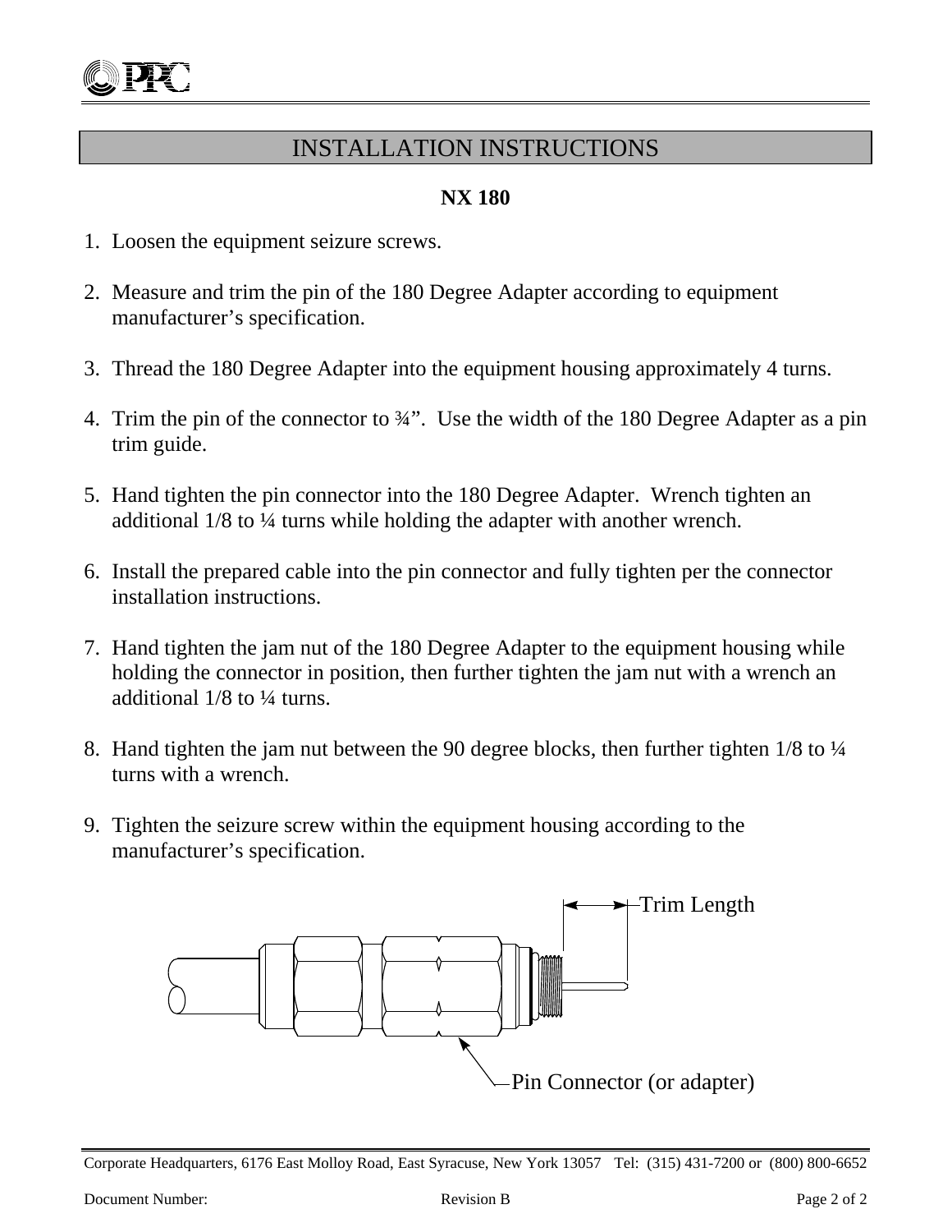# INSTALLATION INSTRUCTIONS

**NX 180**

1. Loosen the equipment seizure screws.

2. Measure and trim the pin of the 180 Degree Adapter according to equipment manufacturer's specification.

3. Thread the 180 Degree Adapter into the equipment housing approximately 4 turns.

4. Trim the pin of the connector to ¾". Use the width of the 180 Degree Adapter as a pin trim guide.

5. Hand tighten the pin connector into the 180 Degree Adapter. Wrench tighten an additional 1/8 to ¼ turns while holding the adapter with another wrench.

6. Install the prepared cable into the pin connector and fully tighten per the connector installation instructions.

7. Hand tighten the jam nut of the 180 Degree Adapter to the equipment housing while holding the connector in position, then further tighten the jam nut with a wrench an additional 1/8 to ¼ turns.

8. Hand tighten the jam nut between the 90 degree blocks, then further tighten 1/8 to ¼ turns with a wrench.

9. Tighten the seizure screw within the equipment housing according to the manufacturer's specification.

Trim Length

Pin Connector (or adapter)

Corporate Headquarters, 6176 East Molloy Road, East Syracuse, New York 13057 Tel: (315) 431-7200 or (800) 800-6652

Document Number: Revision B